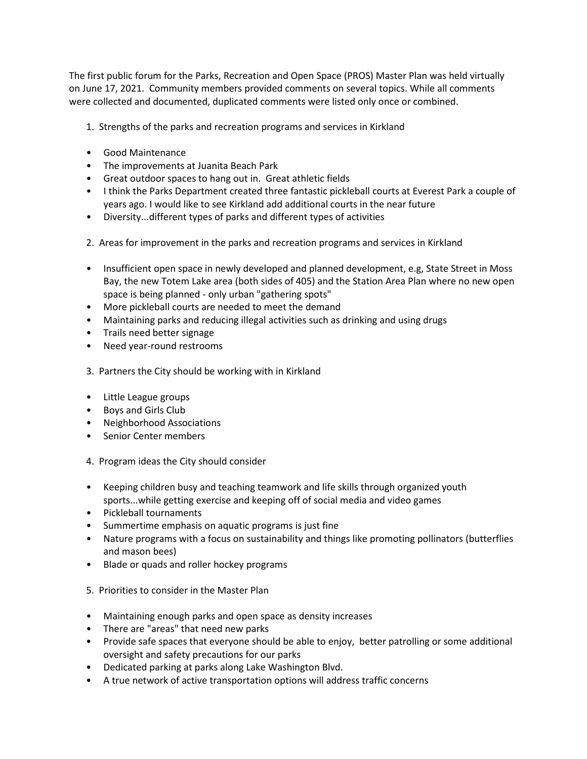The first public forum for the Parks, Recreation and Open Space (PROS) Master Plan was held virtually on June 17, 2021. Community members provided comments on several topics. While all comments were collected and documented, duplicated comments were listed only once or combined.

1. Strengths of the parks and recreation programs and services in Kirkland

- Good Maintenance
- The improvements at Juanita Beach Park
- Great outdoor spaces to hang out in. Great athletic fields
- I think the Parks Department created three fantastic pickleball courts at Everest Park a couple of years ago. I would like to see Kirkland add additional courts in the near future
- Diversity...different types of parks and different types of activities

2. Areas for improvement in the parks and recreation programs and services in Kirkland

- Insufficient open space in newly developed and planned development, e.g, State Street in Moss Bay, the new Totem Lake area (both sides of 405) and the Station Area Plan where no new open space is being planned - only urban "gathering spots"
- More pickleball courts are needed to meet the demand
- Maintaining parks and reducing illegal activities such as drinking and using drugs
- Trails need better signage
- Need year-round restrooms

3. Partners the City should be working with in Kirkland

- Little League groups
- Boys and Girls Club
- Neighborhood Associations
- Senior Center members

4. Program ideas the City should consider

- Keeping children busy and teaching teamwork and life skills through organized youth sports...while getting exercise and keeping off of social media and video games
- Pickleball tournaments
- Summertime emphasis on aquatic programs is just fine
- Nature programs with a focus on sustainability and things like promoting pollinators (butterflies and mason bees)
- Blade or quads and roller hockey programs

5. Priorities to consider in the Master Plan

- Maintaining enough parks and open space as density increases
- There are "areas" that need new parks
- Provide safe spaces that everyone should be able to enjoy, better patrolling or some additional oversight and safety precautions for our parks
- Dedicated parking at parks along Lake Washington Blvd.
- A true network of active transportation options will address traffic concerns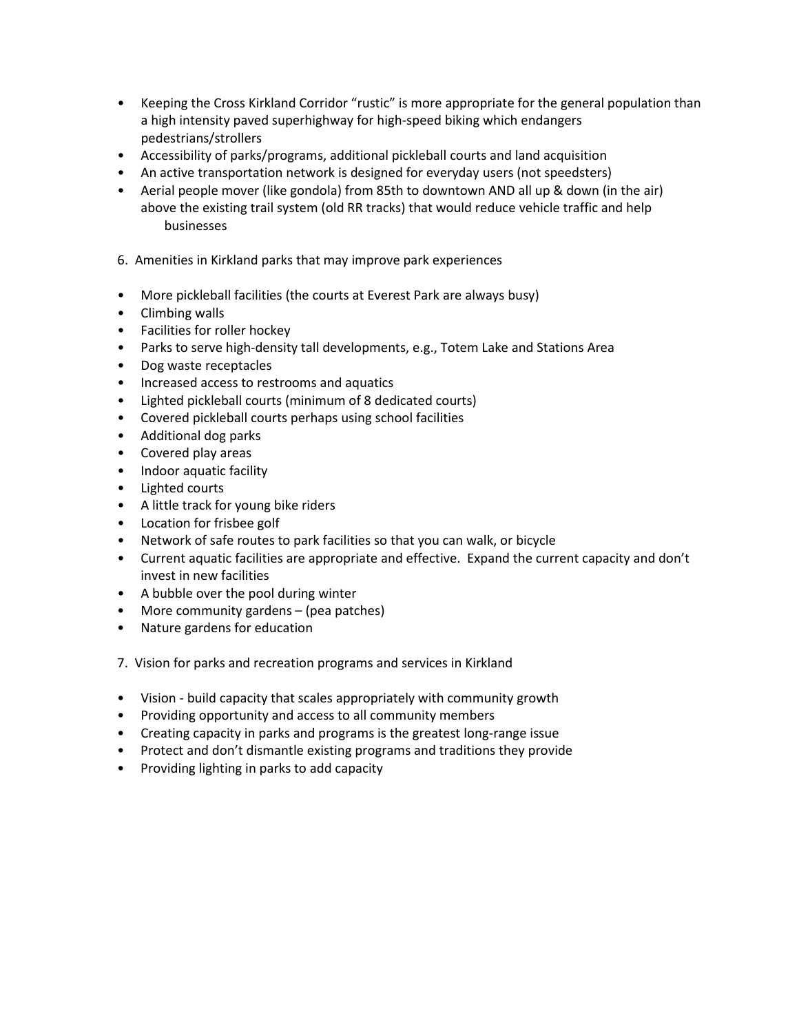- Keeping the Cross Kirkland Corridor "rustic" is more appropriate for the general population than a high intensity paved superhighway for high-speed biking which endangers pedestrians/strollers
- Accessibility of parks/programs, additional pickleball courts and land acquisition
- An active transportation network is designed for everyday users (not speedsters)
- Aerial people mover (like gondola) from 85th to downtown AND all up & down (in the air) above the existing trail system (old RR tracks) that would reduce vehicle traffic and help businesses

6. Amenities in Kirkland parks that may improve park experiences

- More pickleball facilities (the courts at Everest Park are always busy)
- Climbing walls
- Facilities for roller hockey
- Parks to serve high-density tall developments, e.g., Totem Lake and Stations Area
- Dog waste receptacles
- Increased access to restrooms and aquatics
- Lighted pickleball courts (minimum of 8 dedicated courts)
- Covered pickleball courts perhaps using school facilities
- Additional dog parks
- Covered play areas
- Indoor aquatic facility
- Lighted courts
- A little track for young bike riders
- Location for frisbee golf
- Network of safe routes to park facilities so that you can walk, or bicycle
- Current aquatic facilities are appropriate and effective. Expand the current capacity and don't invest in new facilities
- A bubble over the pool during winter
- More community gardens – (pea patches)
- Nature gardens for education

7. Vision for parks and recreation programs and services in Kirkland

- Vision - build capacity that scales appropriately with community growth
- Providing opportunity and access to all community members
- Creating capacity in parks and programs is the greatest long-range issue
- Protect and don't dismantle existing programs and traditions they provide
- Providing lighting in parks to add capacity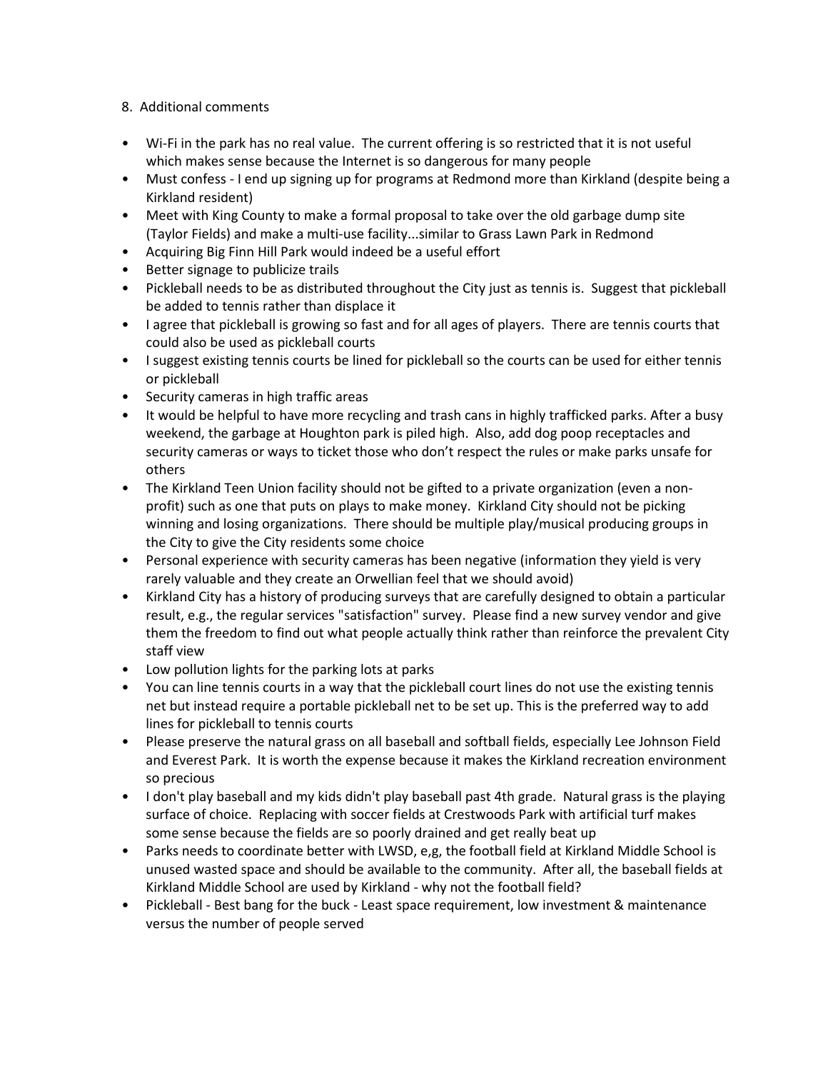8. Additional comments

- Wi-Fi in the park has no real value. The current offering is so restricted that it is not useful which makes sense because the Internet is so dangerous for many people
- Must confess - I end up signing up for programs at Redmond more than Kirkland (despite being a Kirkland resident)
- Meet with King County to make a formal proposal to take over the old garbage dump site (Taylor Fields) and make a multi-use facility...similar to Grass Lawn Park in Redmond
- Acquiring Big Finn Hill Park would indeed be a useful effort
- Better signage to publicize trails
- Pickleball needs to be as distributed throughout the City just as tennis is. Suggest that pickleball be added to tennis rather than displace it
- I agree that pickleball is growing so fast and for all ages of players. There are tennis courts that could also be used as pickleball courts
- I suggest existing tennis courts be lined for pickleball so the courts can be used for either tennis or pickleball
- Security cameras in high traffic areas
- It would be helpful to have more recycling and trash cans in highly trafficked parks. After a busy weekend, the garbage at Houghton park is piled high. Also, add dog poop receptacles and security cameras or ways to ticket those who don't respect the rules or make parks unsafe for others
- The Kirkland Teen Union facility should not be gifted to a private organization (even a non-profit) such as one that puts on plays to make money. Kirkland City should not be picking winning and losing organizations. There should be multiple play/musical producing groups in the City to give the City residents some choice
- Personal experience with security cameras has been negative (information they yield is very rarely valuable and they create an Orwellian feel that we should avoid)
- Kirkland City has a history of producing surveys that are carefully designed to obtain a particular result, e.g., the regular services "satisfaction" survey. Please find a new survey vendor and give them the freedom to find out what people actually think rather than reinforce the prevalent City staff view
- Low pollution lights for the parking lots at parks
- You can line tennis courts in a way that the pickleball court lines do not use the existing tennis net but instead require a portable pickleball net to be set up. This is the preferred way to add lines for pickleball to tennis courts
- Please preserve the natural grass on all baseball and softball fields, especially Lee Johnson Field and Everest Park. It is worth the expense because it makes the Kirkland recreation environment so precious
- I don't play baseball and my kids didn't play baseball past 4th grade. Natural grass is the playing surface of choice. Replacing with soccer fields at Crestwoods Park with artificial turf makes some sense because the fields are so poorly drained and get really beat up
- Parks needs to coordinate better with LWSD, e,g, the football field at Kirkland Middle School is unused wasted space and should be available to the community. After all, the baseball fields at Kirkland Middle School are used by Kirkland - why not the football field?
- Pickleball - Best bang for the buck - Least space requirement, low investment & maintenance versus the number of people served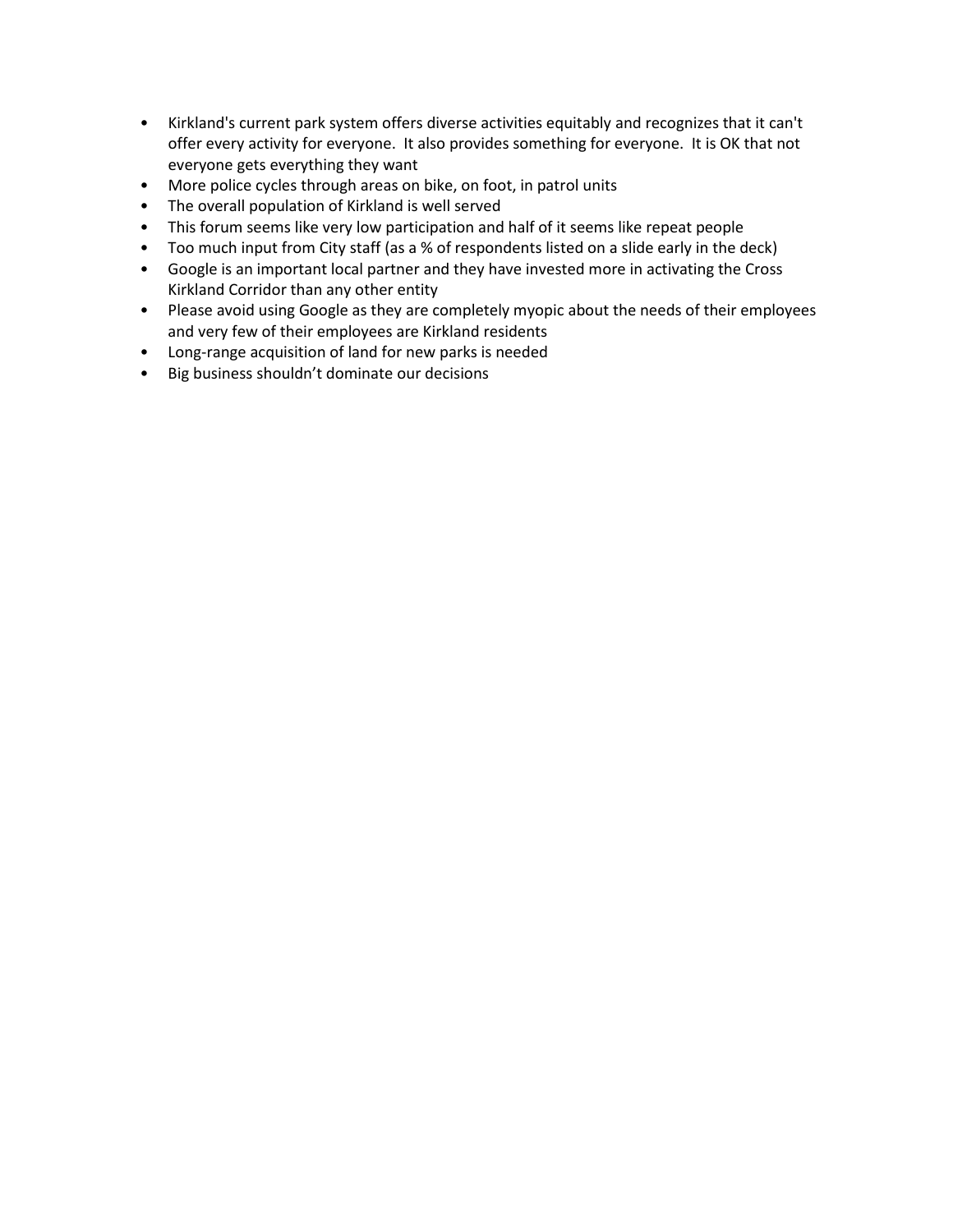- Kirkland's current park system offers diverse activities equitably and recognizes that it can't offer every activity for everyone. It also provides something for everyone. It is OK that not everyone gets everything they want
- More police cycles through areas on bike, on foot, in patrol units
- The overall population of Kirkland is well served
- This forum seems like very low participation and half of it seems like repeat people
- Too much input from City staff (as a % of respondents listed on a slide early in the deck)
- Google is an important local partner and they have invested more in activating the Cross Kirkland Corridor than any other entity
- Please avoid using Google as they are completely myopic about the needs of their employees and very few of their employees are Kirkland residents
- Long-range acquisition of land for new parks is needed
- Big business shouldn't dominate our decisions